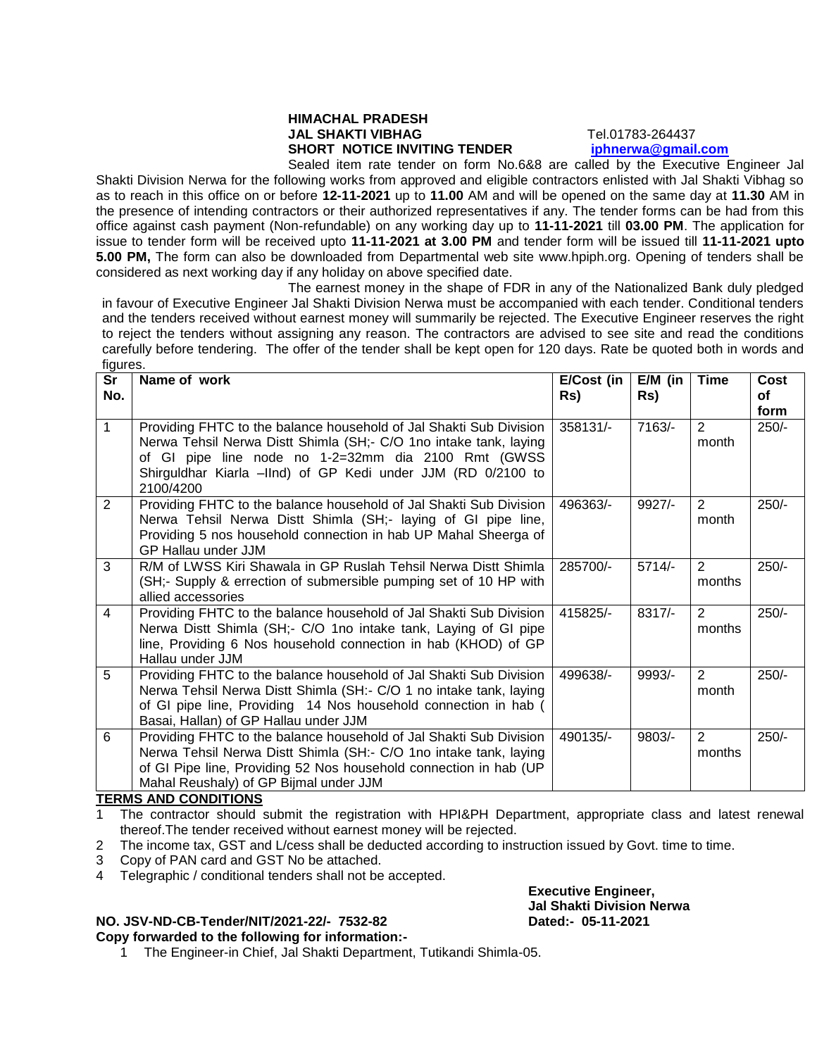**HIMACHAL PRADESH**
**JAL SHAKTI VIBHAG** Tel.01783-264437
**SHORT NOTICE INVITING TENDER** **iphnerwa@gmail.com**

Sealed item rate tender on form No.6&8 are called by the Executive Engineer Jal Shakti Division Nerwa for the following works from approved and eligible contractors enlisted with Jal Shakti Vibhag so as to reach in this office on or before **12-11-2021** up to **11.00** AM and will be opened on the same day at **11.30** AM in the presence of intending contractors or their authorized representatives if any. The tender forms can be had from this office against cash payment (Non-refundable) on any working day up to **11-11-2021** till **03.00 PM**. The application for issue to tender form will be received upto **11-11-2021 at 3.00 PM** and tender form will be issued till **11-11-2021 upto 5.00 PM,** The form can also be downloaded from Departmental web site www.hpiph.org. Opening of tenders shall be considered as next working day if any holiday on above specified date.

The earnest money in the shape of FDR in any of the Nationalized Bank duly pledged in favour of Executive Engineer Jal Shakti Division Nerwa must be accompanied with each tender. Conditional tenders and the tenders received without earnest money will summarily be rejected. The Executive Engineer reserves the right to reject the tenders without assigning any reason. The contractors are advised to see site and read the conditions carefully before tendering. The offer of the tender shall be kept open for 120 days. Rate be quoted both in words and figures.

| Sr No. | Name of work | E/Cost (in Rs) | E/M (in Rs) | Time | Cost of form |
|---|---|---|---|---|---|
| 1 | Providing FHTC to the balance household of Jal Shakti Sub Division Nerwa Tehsil Nerwa Distt Shimla (SH;- C/O 1no intake tank, laying of GI pipe line node no 1-2=32mm dia 2100 Rmt (GWSS Shirguldhar Kiarla –IInd) of GP Kedi under JJM (RD 0/2100 to 2100/4200 | 358131/- | 7163/- | 2 month | 250/- |
| 2 | Providing FHTC to the balance household of Jal Shakti Sub Division Nerwa Tehsil Nerwa Distt Shimla (SH;- laying of GI pipe line, Providing 5 nos household connection in hab UP Mahal Sheerga of GP Hallau under JJM | 496363/- | 9927/- | 2 month | 250/- |
| 3 | R/M of LWSS Kiri Shawala in GP Ruslah Tehsil Nerwa Distt Shimla (SH;- Supply & errection of submersible pumping set of 10 HP with allied accessories | 285700/- | 5714/- | 2 months | 250/- |
| 4 | Providing FHTC to the balance household of Jal Shakti Sub Division Nerwa Distt Shimla (SH;- C/O 1no intake tank, Laying of GI pipe line, Providing 6 Nos household connection in hab (KHOD) of GP Hallau under JJM | 415825/- | 8317/- | 2 months | 250/- |
| 5 | Providing FHTC to the balance household of Jal Shakti Sub Division Nerwa Tehsil Nerwa Distt Shimla (SH:- C/O 1 no intake tank, laying of GI pipe line, Providing 14 Nos household connection in hab ( Basai, Hallan) of GP Hallau under JJM | 499638/- | 9993/- | 2 month | 250/- |
| 6 | Providing FHTC to the balance household of Jal Shakti Sub Division Nerwa Tehsil Nerwa Distt Shimla (SH:- C/O 1no intake tank, laying of GI Pipe line, Providing 52 Nos household connection in hab (UP Mahal Reushaly) of GP Bijmal under JJM | 490135/- | 9803/- | 2 months | 250/- |

**TERMS AND CONDITIONS**

1 The contractor should submit the registration with HPI&PH Department, appropriate class and latest renewal thereof.The tender received without earnest money will be rejected.
2 The income tax, GST and L/cess shall be deducted according to instruction issued by Govt. time to time.
3 Copy of PAN card and GST No be attached.
4 Telegraphic / conditional tenders shall not be accepted.

**Executive Engineer,**
**Jal Shakti Division Nerwa**

**NO. JSV-ND-CB-Tender/NIT/2021-22/- 7532-82** **Dated:- 05-11-2021**

**Copy forwarded to the following for information:-**

1 The Engineer-in Chief, Jal Shakti Department, Tutikandi Shimla-05.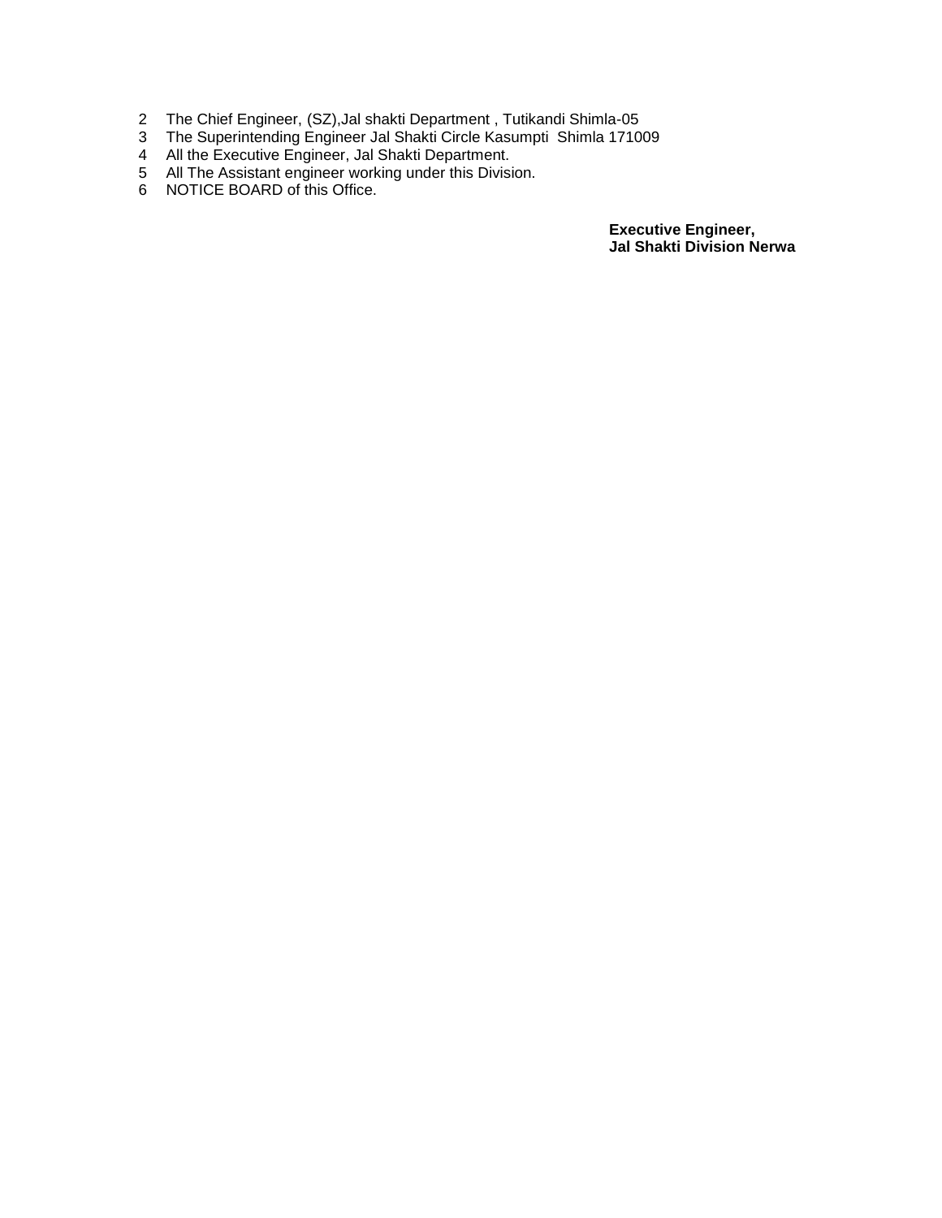2. The Chief Engineer, (SZ),Jal shakti Department , Tutikandi Shimla-05
3. The Superintending Engineer Jal Shakti Circle Kasumpti  Shimla 171009
4. All the Executive Engineer, Jal Shakti Department.
5. All The Assistant engineer working under this Division.
6. NOTICE BOARD of this Office.

**Executive Engineer,**
**Jal Shakti Division Nerwa**